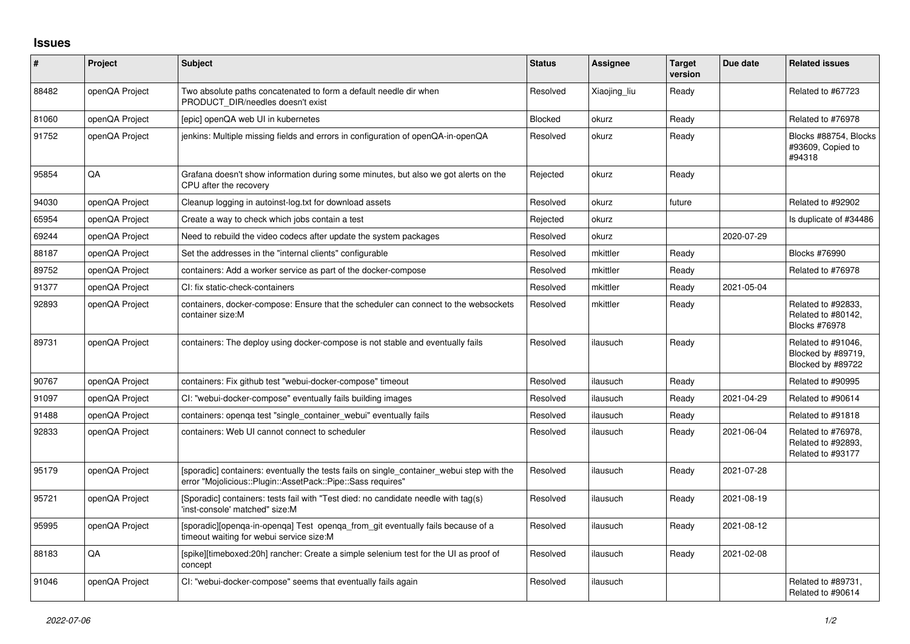# Issues

| # | Project | Subject | Status | Assignee | Target version | Due date | Related issues |
|---|---|---|---|---|---|---|---|
| 88482 | openQA Project | Two absolute paths concatenated to form a default needle dir when PRODUCT_DIR/needles doesn't exist | Resolved | Xiaojing_liu | Ready | | Related to #67723 |
| 81060 | openQA Project | [epic] openQA web UI in kubernetes | Blocked | okurz | Ready | | Related to #76978 |
| 91752 | openQA Project | jenkins: Multiple missing fields and errors in configuration of openQA-in-openQA | Resolved | okurz | Ready | | Blocks #88754, Blocks #93609, Copied to #94318 |
| 95854 | QA | Grafana doesn't show information during some minutes, but also we got alerts on the CPU after the recovery | Rejected | okurz | Ready | | |
| 94030 | openQA Project | Cleanup logging in autoinst-log.txt for download assets | Resolved | okurz | future | | Related to #92902 |
| 65954 | openQA Project | Create a way to check which jobs contain a test | Rejected | okurz | | | Is duplicate of #34486 |
| 69244 | openQA Project | Need to rebuild the video codecs after update the system packages | Resolved | okurz | | 2020-07-29 | |
| 88187 | openQA Project | Set the addresses in the "internal clients" configurable | Resolved | mkittler | Ready | | Blocks #76990 |
| 89752 | openQA Project | containers: Add a worker service as part of the docker-compose | Resolved | mkittler | Ready | | Related to #76978 |
| 91377 | openQA Project | CI: fix static-check-containers | Resolved | mkittler | Ready | 2021-05-04 | |
| 92893 | openQA Project | containers, docker-compose: Ensure that the scheduler can connect to the websockets container size:M | Resolved | mkittler | Ready | | Related to #92833, Related to #80142, Blocks #76978 |
| 89731 | openQA Project | containers: The deploy using docker-compose is not stable and eventually fails | Resolved | ilausuch | Ready | | Related to #91046, Blocked by #89719, Blocked by #89722 |
| 90767 | openQA Project | containers: Fix github test "webui-docker-compose" timeout | Resolved | ilausuch | Ready | | Related to #90995 |
| 91097 | openQA Project | CI: "webui-docker-compose" eventually fails building images | Resolved | ilausuch | Ready | 2021-04-29 | Related to #90614 |
| 91488 | openQA Project | containers: openqa test "single_container_webui" eventually fails | Resolved | ilausuch | Ready | | Related to #91818 |
| 92833 | openQA Project | containers: Web UI cannot connect to scheduler | Resolved | ilausuch | Ready | 2021-06-04 | Related to #76978, Related to #92893, Related to #93177 |
| 95179 | openQA Project | [sporadic] containers: eventually the tests fails on single_container_webui step with the error "Mojolicious::Plugin::AssetPack::Pipe::Sass requires" | Resolved | ilausuch | Ready | 2021-07-28 | |
| 95721 | openQA Project | [Sporadic] containers: tests fail with "Test died: no candidate needle with tag(s) 'inst-console' matched" size:M | Resolved | ilausuch | Ready | 2021-08-19 | |
| 95995 | openQA Project | [sporadic][openqa-in-openqa] Test openqa_from_git eventually fails because of a timeout waiting for webui service size:M | Resolved | ilausuch | Ready | 2021-08-12 | |
| 88183 | QA | [spike][timeboxed:20h] rancher: Create a simple selenium test for the UI as proof of concept | Resolved | ilausuch | Ready | 2021-02-08 | |
| 91046 | openQA Project | CI: "webui-docker-compose" seems that eventually fails again | Resolved | ilausuch | | | Related to #89731, Related to #90614 |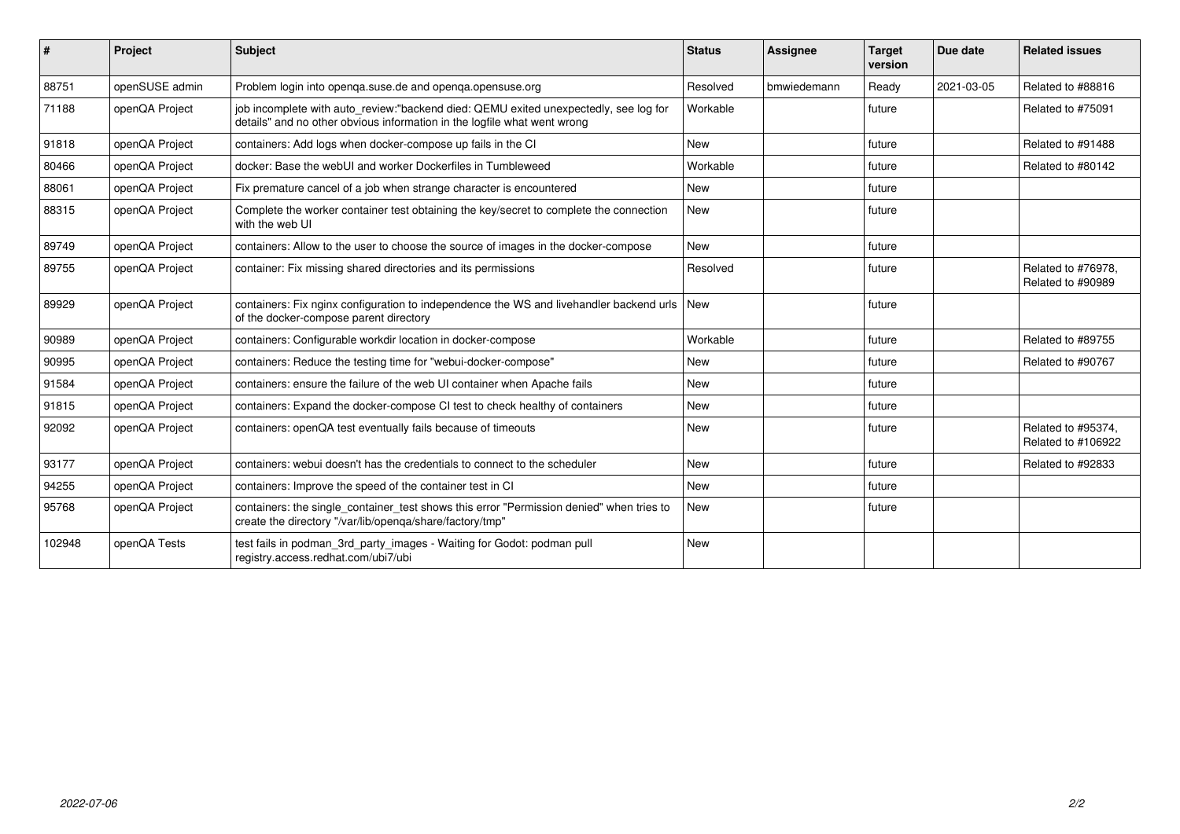| # | Project | Subject | Status | Assignee | Target version | Due date | Related issues |
|---|---|---|---|---|---|---|---|
| 88751 | openSUSE admin | Problem login into openqa.suse.de and openqa.opensuse.org | Resolved | bmwiedemann | Ready | 2021-03-05 | Related to #88816 |
| 71188 | openQA Project | job incomplete with auto_review:"backend died: QEMU exited unexpectedly, see log for details" and no other obvious information in the logfile what went wrong | Workable | | future | | Related to #75091 |
| 91818 | openQA Project | containers: Add logs when docker-compose up fails in the CI | New | | future | | Related to #91488 |
| 80466 | openQA Project | docker: Base the webUI and worker Dockerfiles in Tumbleweed | Workable | | future | | Related to #80142 |
| 88061 | openQA Project | Fix premature cancel of a job when strange character is encountered | New | | future | | |
| 88315 | openQA Project | Complete the worker container test obtaining the key/secret to complete the connection with the web UI | New | | future | | |
| 89749 | openQA Project | containers: Allow to the user to choose the source of images in the docker-compose | New | | future | | |
| 89755 | openQA Project | container: Fix missing shared directories and its permissions | Resolved | | future | | Related to #76978, Related to #90989 |
| 89929 | openQA Project | containers: Fix nginx configuration to independence the WS and livehandler backend urls of the docker-compose parent directory | New | | future | | |
| 90989 | openQA Project | containers: Configurable workdir location in docker-compose | Workable | | future | | Related to #89755 |
| 90995 | openQA Project | containers: Reduce the testing time for "webui-docker-compose" | New | | future | | Related to #90767 |
| 91584 | openQA Project | containers: ensure the failure of the web UI container when Apache fails | New | | future | | |
| 91815 | openQA Project | containers: Expand the docker-compose CI test to check healthy of containers | New | | future | | |
| 92092 | openQA Project | containers: openQA test eventually fails because of timeouts | New | | future | | Related to #95374, Related to #106922 |
| 93177 | openQA Project | containers: webui doesn't has the credentials to connect to the scheduler | New | | future | | Related to #92833 |
| 94255 | openQA Project | containers: Improve the speed of the container test in CI | New | | future | | |
| 95768 | openQA Project | containers: the single_container_test shows this error "Permission denied" when tries to create the directory "/var/lib/openqa/share/factory/tmp" | New | | future | | |
| 102948 | openQA Tests | test fails in podman_3rd_party_images - Waiting for Godot: podman pull registry.access.redhat.com/ubi7/ubi | New | | | | |